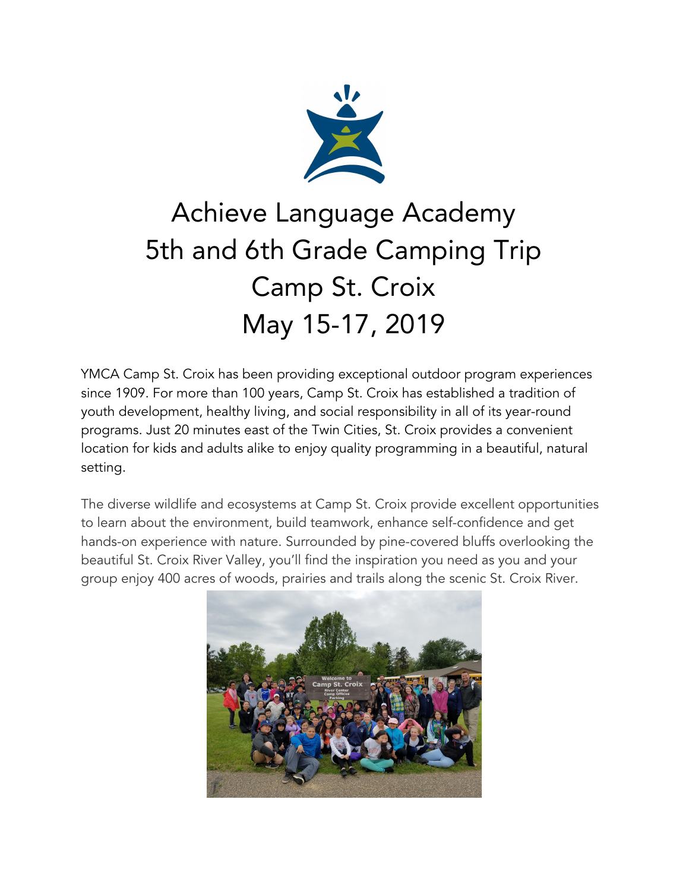# Achieve Language Academy
# 5th and 6th Grade Camping Trip
# Camp St. Croix
# May 15-17, 2019

YMCA Camp St. Croix has been providing exceptional outdoor program experiences since 1909. For more than 100 years, Camp St. Croix has established a tradition of youth development, healthy living, and social responsibility in all of its year-round programs. Just 20 minutes east of the Twin Cities, St. Croix provides a convenient location for kids and adults alike to enjoy quality programming in a beautiful, natural setting.

The diverse wildlife and ecosystems at Camp St. Croix provide excellent opportunities to learn about the environment, build teamwork, enhance self-confidence and get hands-on experience with nature. Surrounded by pine-covered bluffs overlooking the beautiful St. Croix River Valley, you'll find the inspiration you need as you and your group enjoy 400 acres of woods, prairies and trails along the scenic St. Croix River.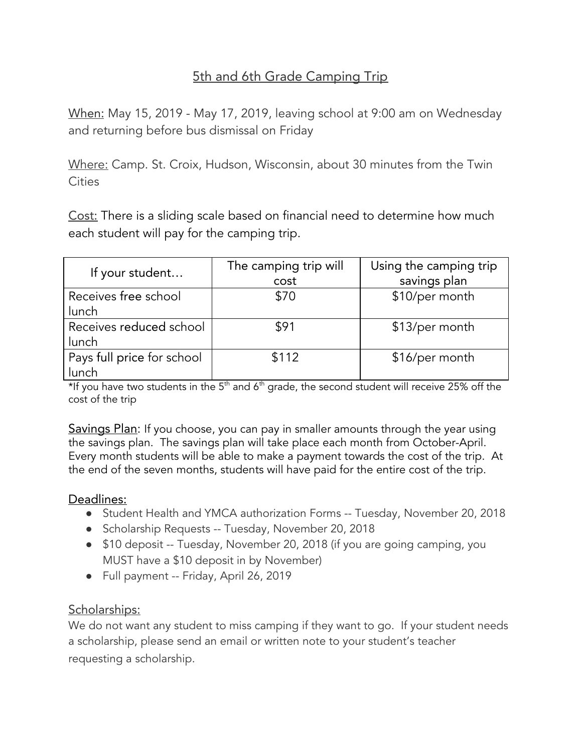# 5th and 6th Grade Camping Trip

When: May 15, 2019 - May 17, 2019, leaving school at 9:00 am on Wednesday and returning before bus dismissal on Friday

Where: Camp. St. Croix, Hudson, Wisconsin, about 30 minutes from the Twin Cities

Cost: There is a sliding scale based on financial need to determine how much each student will pay for the camping trip.

| If your student… | The camping trip will cost | Using the camping trip savings plan |
|---|---|---|
| Receives free school lunch | $70 | $10/per month |
| Receives reduced school lunch | $91 | $13/per month |
| Pays full price for school lunch | $112 | $16/per month |

*If you have two students in the 5th and 6th grade, the second student will receive 25% off the cost of the trip

Savings Plan: If you choose, you can pay in smaller amounts through the year using the savings plan. The savings plan will take place each month from October-April. Every month students will be able to make a payment towards the cost of the trip. At the end of the seven months, students will have paid for the entire cost of the trip.

## Deadlines:

- Student Health and YMCA authorization Forms -- Tuesday, November 20, 2018
- Scholarship Requests -- Tuesday, November 20, 2018
- $10 deposit -- Tuesday, November 20, 2018 (if you are going camping, you MUST have a $10 deposit in by November)
- Full payment -- Friday, April 26, 2019

## Scholarships:

We do not want any student to miss camping if they want to go. If your student needs a scholarship, please send an email or written note to your student's teacher requesting a scholarship.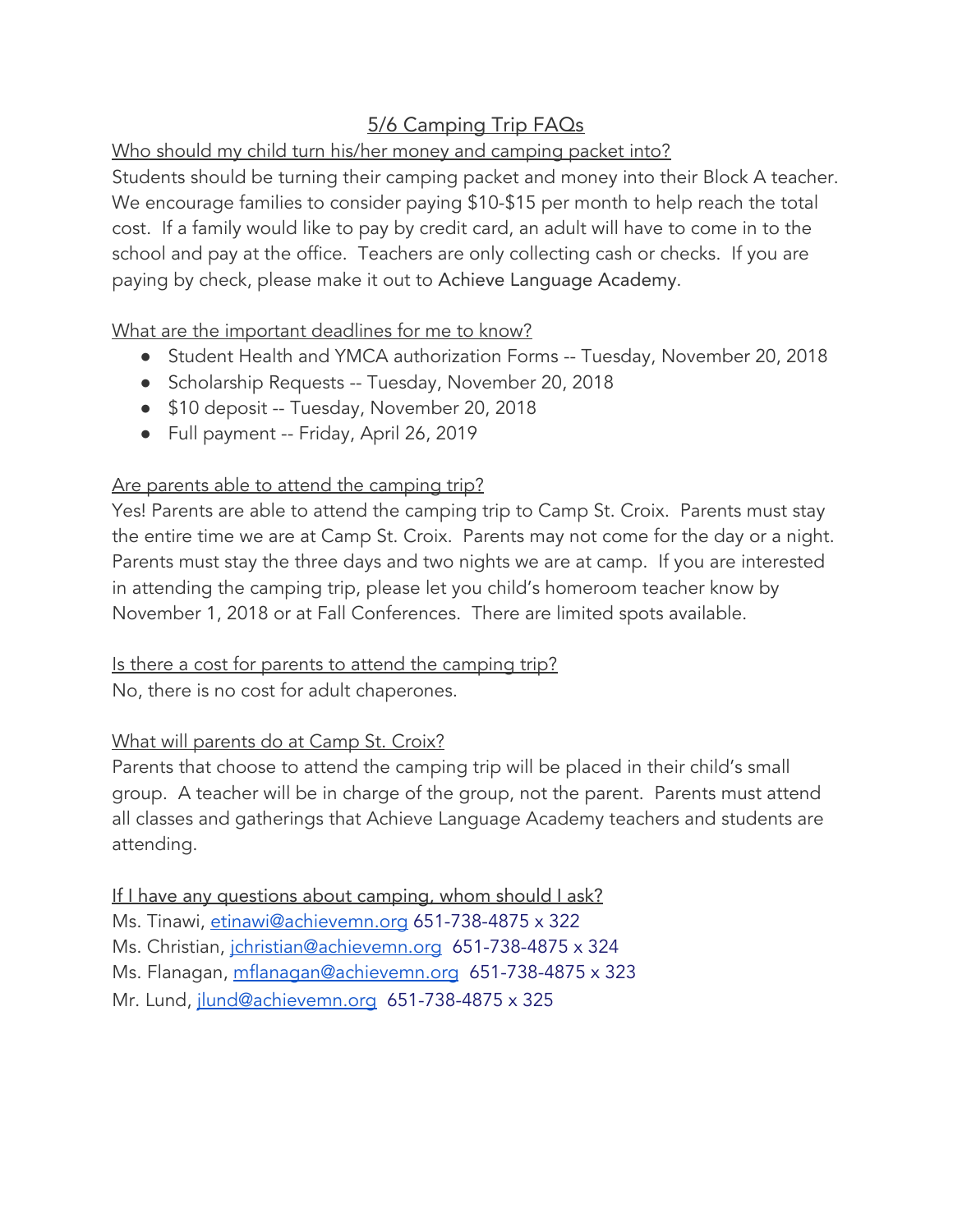# 5/6 Camping Trip FAQs

Who should my child turn his/her money and camping packet into?

Students should be turning their camping packet and money into their Block A teacher. We encourage families to consider paying $10-$15 per month to help reach the total cost. If a family would like to pay by credit card, an adult will have to come in to the school and pay at the office. Teachers are only collecting cash or checks. If you are paying by check, please make it out to Achieve Language Academy.

What are the important deadlines for me to know?

- Student Health and YMCA authorization Forms -- Tuesday, November 20, 2018
- Scholarship Requests -- Tuesday, November 20, 2018
- $10 deposit -- Tuesday, November 20, 2018
- Full payment -- Friday, April 26, 2019

Are parents able to attend the camping trip?

Yes! Parents are able to attend the camping trip to Camp St. Croix. Parents must stay the entire time we are at Camp St. Croix. Parents may not come for the day or a night. Parents must stay the three days and two nights we are at camp. If you are interested in attending the camping trip, please let you child's homeroom teacher know by November 1, 2018 or at Fall Conferences. There are limited spots available.

Is there a cost for parents to attend the camping trip?

No, there is no cost for adult chaperones.

What will parents do at Camp St. Croix?

Parents that choose to attend the camping trip will be placed in their child's small group. A teacher will be in charge of the group, not the parent. Parents must attend all classes and gatherings that Achieve Language Academy teachers and students are attending.

If I have any questions about camping, whom should I ask?

Ms. Tinawi, etinawi@achievemn.org 651-738-4875 x 322
Ms. Christian, jchristian@achievemn.org 651-738-4875 x 324
Ms. Flanagan, mflanagan@achievemn.org 651-738-4875 x 323
Mr. Lund, jlund@achievemn.org 651-738-4875 x 325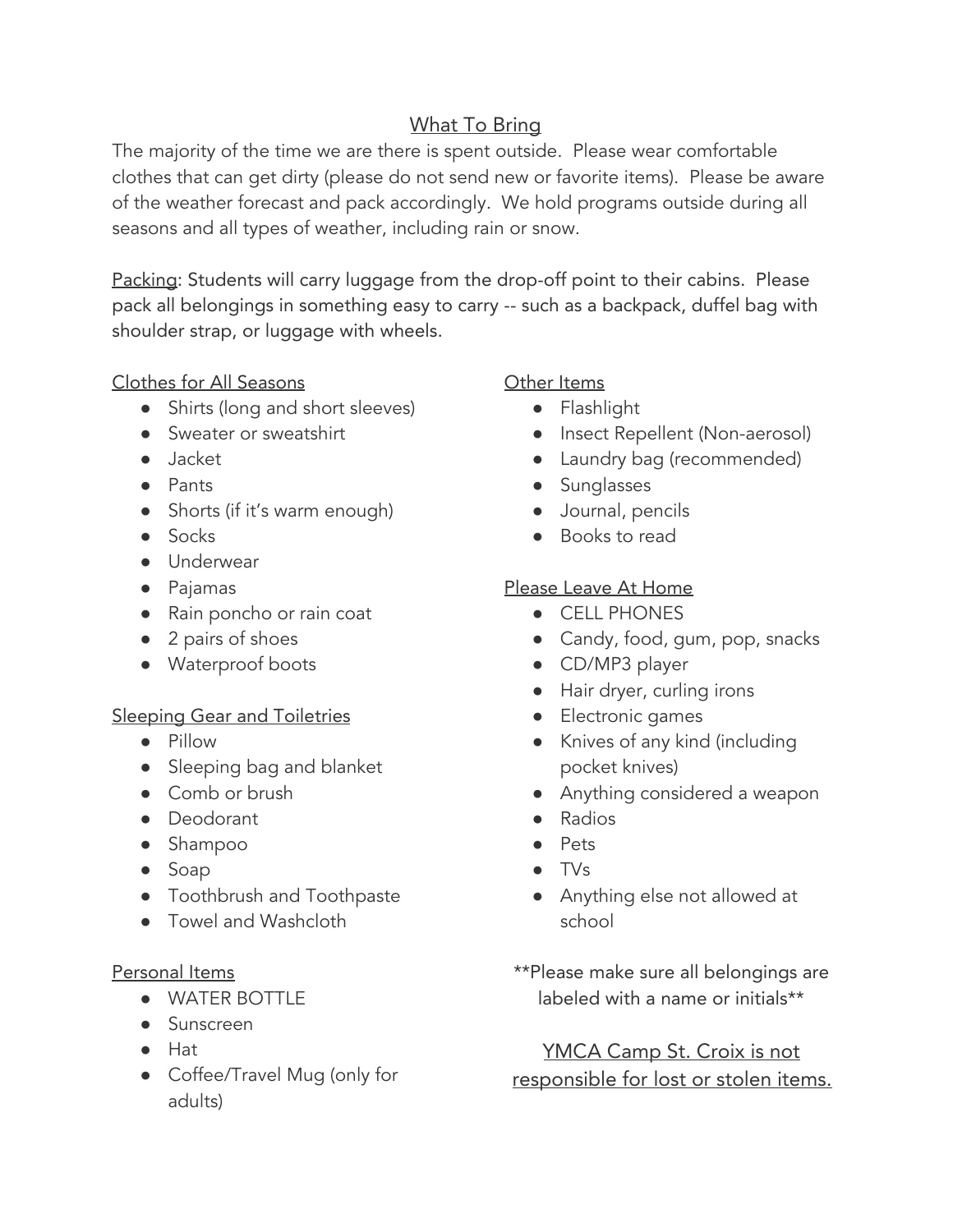## What To Bring

The majority of the time we are there is spent outside. Please wear comfortable clothes that can get dirty (please do not send new or favorite items). Please be aware of the weather forecast and pack accordingly. We hold programs outside during all seasons and all types of weather, including rain or snow.

Packing: Students will carry luggage from the drop-off point to their cabins. Please pack all belongings in something easy to carry -- such as a backpack, duffel bag with shoulder strap, or luggage with wheels.

### Clothes for All Seasons

- Shirts (long and short sleeves)
- Sweater or sweatshirt
- Jacket
- Pants
- Shorts (if it's warm enough)
- Socks
- Underwear
- Pajamas
- Rain poncho or rain coat
- 2 pairs of shoes
- Waterproof boots

### Sleeping Gear and Toiletries

- Pillow
- Sleeping bag and blanket
- Comb or brush
- Deodorant
- Shampoo
- Soap
- Toothbrush and Toothpaste
- Towel and Washcloth

### Personal Items

- WATER BOTTLE
- Sunscreen
- Hat
- Coffee/Travel Mug (only for adults)

### Other Items

- Flashlight
- Insect Repellent (Non-aerosol)
- Laundry bag (recommended)
- Sunglasses
- Journal, pencils
- Books to read

### Please Leave At Home

- CELL PHONES
- Candy, food, gum, pop, snacks
- CD/MP3 player
- Hair dryer, curling irons
- Electronic games
- Knives of any kind (including pocket knives)
- Anything considered a weapon
- Radios
- Pets
- TVs
- Anything else not allowed at school

**Please make sure all belongings are labeled with a name or initials**

YMCA Camp St. Croix is not responsible for lost or stolen items.